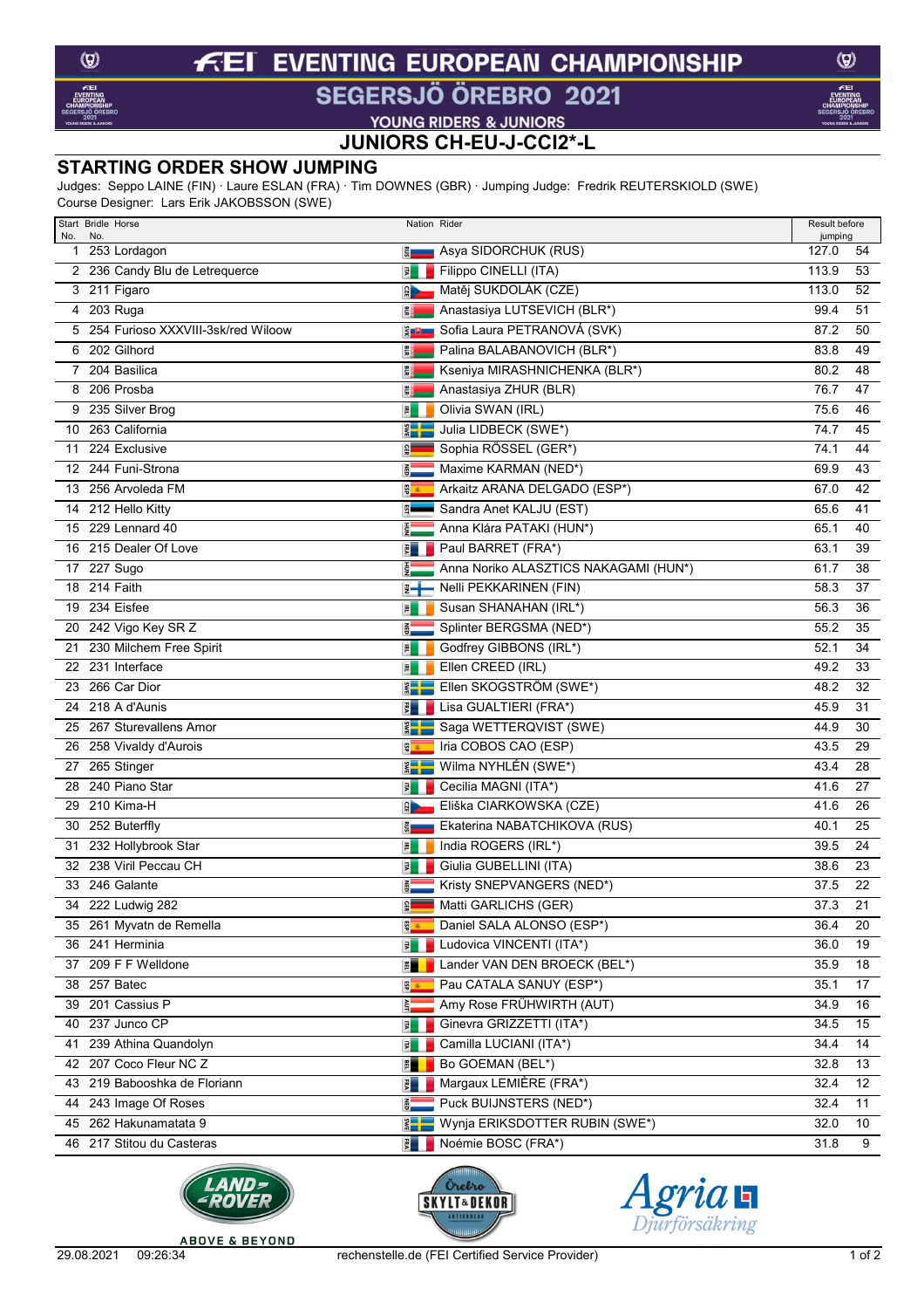# FEI EVENTING EUROPEAN CHAMPIONSHIP

## SEGERSJÖ ÖREBRO 2021

### YOUNG RIDERS & JUNIORS

### JUNIORS CH-EU-J-CCI2*-L

## STARTING ORDER SHOW JUMPING

Judges: Seppo LAINE (FIN) · Laure ESLAN (FRA) · Tim DOWNES (GBR) · Jumping Judge: Fredrik REUTERSKIOLD (SWE)
Course Designer: Lars Erik JAKOBSSON (SWE)

| Start No. | Bridle No. | Horse | Nation | Rider | Result before jumping | |
|---|---|---|---|---|---|---|
| 1 | 253 | Lordagon | RUS | Asya SIDORCHUK (RUS) | 127.0 | 54 |
| 2 | 236 | Candy Blu de Letrequerce | ITA | Filippo CINELLI (ITA) | 113.9 | 53 |
| 3 | 211 | Figaro | CZE | Matěj SUKDOLÁK (CZE) | 113.0 | 52 |
| 4 | 203 | Ruga | BLR | Anastasiya LUTSEVICH (BLR*) | 99.4 | 51 |
| 5 | 254 | Furioso XXXVIII-3sk/red Wiloow | SVK | Sofia Laura PETRANOVÁ (SVK) | 87.2 | 50 |
| 6 | 202 | Gilhord | BLR | Palina BALABANOVICH (BLR*) | 83.8 | 49 |
| 7 | 204 | Basilica | BLR | Kseniya MIRASHNICHENKA (BLR*) | 80.2 | 48 |
| 8 | 206 | Prosba | BLR | Anastasiya ZHUR (BLR) | 76.7 | 47 |
| 9 | 235 | Silver Brog | IRL | Olivia SWAN (IRL) | 75.6 | 46 |
| 10 | 263 | California | SWE | Julia LIDBECK (SWE*) | 74.7 | 45 |
| 11 | 224 | Exclusive | GER | Sophia RÖSSEL (GER*) | 74.1 | 44 |
| 12 | 244 | Funi-Strona | NED | Maxime KARMAN (NED*) | 69.9 | 43 |
| 13 | 256 | Arvoleda FM | ESP | Arkaitz ARANA DELGADO (ESP*) | 67.0 | 42 |
| 14 | 212 | Hello Kitty | EST | Sandra Anet KALJU (EST) | 65.6 | 41 |
| 15 | 229 | Lennard 40 | HUN | Anna Klára PATAKI (HUN*) | 65.1 | 40 |
| 16 | 215 | Dealer Of Love | FRA | Paul BARRET (FRA*) | 63.1 | 39 |
| 17 | 227 | Sugo | HUN | Anna Noriko ALASZTICS NAKAGAMI (HUN*) | 61.7 | 38 |
| 18 | 214 | Faith | FIN | Nelli PEKKARINEN (FIN) | 58.3 | 37 |
| 19 | 234 | Eisfee | IRL | Susan SHANAHAN (IRL*) | 56.3 | 36 |
| 20 | 242 | Vigo Key SR Z | NED | Splinter BERGSMA (NED*) | 55.2 | 35 |
| 21 | 230 | Milchem Free Spirit | IRL | Godfrey GIBBONS (IRL*) | 52.1 | 34 |
| 22 | 231 | Interface | IRL | Ellen CREED (IRL) | 49.2 | 33 |
| 23 | 266 | Car Dior | SWE | Ellen SKOGSTRÖM (SWE*) | 48.2 | 32 |
| 24 | 218 | A d'Aunis | FRA | Lisa GUALTIERI (FRA*) | 45.9 | 31 |
| 25 | 267 | Sturevallens Amor | SWE | Saga WETTERQVIST (SWE) | 44.9 | 30 |
| 26 | 258 | Vivaldy d'Aurois | ESP | Iria COBOS CAO (ESP) | 43.5 | 29 |
| 27 | 265 | Stinger | SWE | Wilma NYHLÉN (SWE*) | 43.4 | 28 |
| 28 | 240 | Piano Star | ITA | Cecilia MAGNI (ITA*) | 41.6 | 27 |
| 29 | 210 | Kima-H | CZE | Eliška CIARKOWSKA (CZE) | 41.6 | 26 |
| 30 | 252 | Buterffly | RUS | Ekaterina NABATCHIKOVA (RUS) | 40.1 | 25 |
| 31 | 232 | Hollybrook Star | IRL | India ROGERS (IRL*) | 39.5 | 24 |
| 32 | 238 | Viril Peccau CH | ITA | Giulia GUBELLINI (ITA) | 38.6 | 23 |
| 33 | 246 | Galante | NED | Kristy SNEPVANGERS (NED*) | 37.5 | 22 |
| 34 | 222 | Ludwig 282 | GER | Matti GARLICHS (GER) | 37.3 | 21 |
| 35 | 261 | Myvatn de Remella | ESP | Daniel SALA ALONSO (ESP*) | 36.4 | 20 |
| 36 | 241 | Herminia | ITA | Ludovica VINCENTI (ITA*) | 36.0 | 19 |
| 37 | 209 | F F Welldone | BEL | Lander VAN DEN BROECK (BEL*) | 35.9 | 18 |
| 38 | 257 | Batec | ESP | Pau CATALA SANUY (ESP*) | 35.1 | 17 |
| 39 | 201 | Cassius P | AUT | Amy Rose FRÜHWIRTH (AUT) | 34.9 | 16 |
| 40 | 237 | Junco CP | ITA | Ginevra GRIZZETTI (ITA*) | 34.5 | 15 |
| 41 | 239 | Athina Quandolyn | ITA | Camilla LUCIANI (ITA*) | 34.4 | 14 |
| 42 | 207 | Coco Fleur NC Z | BEL | Bo GOEMAN (BEL*) | 32.8 | 13 |
| 43 | 219 | Babooshka de Floriann | FRA | Margaux LEMIÈRE (FRA*) | 32.4 | 12 |
| 44 | 243 | Image Of Roses | NED | Puck BUIJNSTERS (NED*) | 32.4 | 11 |
| 45 | 262 | Hakunamatata 9 | SWE | Wynja ERIKSDOTTER RUBIN (SWE*) | 32.0 | 10 |
| 46 | 217 | Stitou du Casteras | FRA | Noémie BOSC (FRA*) | 31.8 | 9 |

29.08.2021 09:26:34 rechenstelle.de (FEI Certified Service Provider)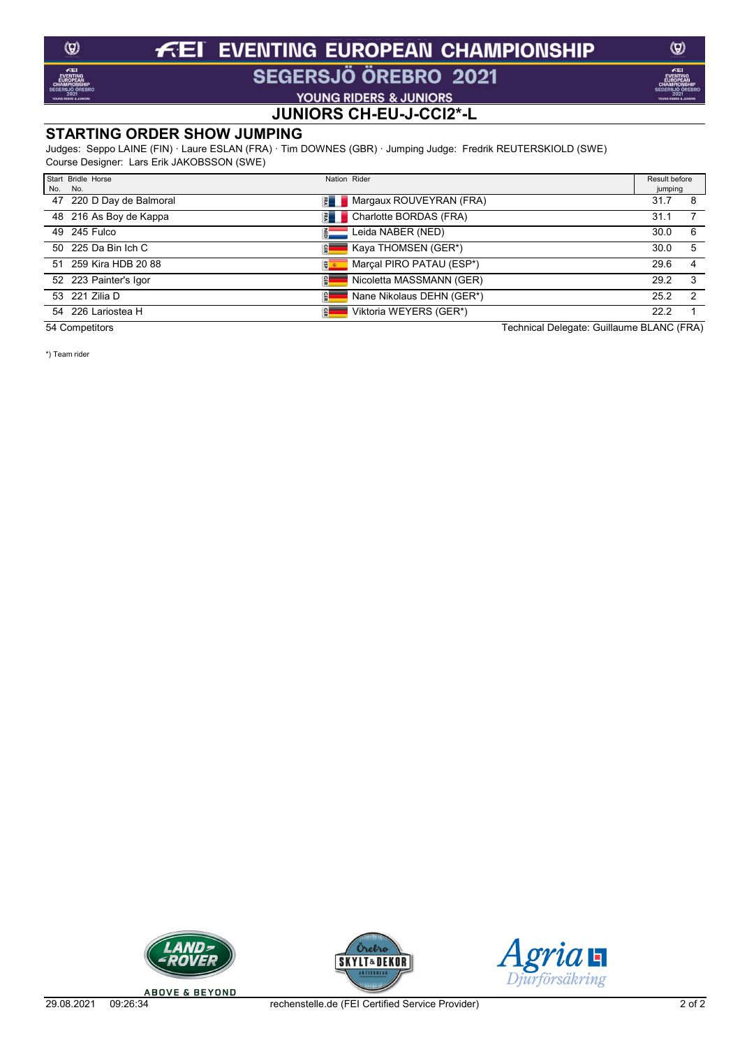# FEI EVENTING EUROPEAN CHAMPIONSHIP

## SEGERSJÖ ÖREBRO 2021

YOUNG RIDERS & JUNIORS

## JUNIORS CH-EU-J-CCI2*-L

## STARTING ORDER SHOW JUMPING

Judges: Seppo LAINE (FIN) · Laure ESLAN (FRA) · Tim DOWNES (GBR) · Jumping Judge: Fredrik REUTERSKIOLD (SWE)
Course Designer: Lars Erik JAKOBSSON (SWE)

| Start No. | Bridle No. | Horse | Nation | Rider | Result before jumping | |
|---|---|---|---|---|---|---|
| 47 | 220 | D Day de Balmoral | FRA | Margaux ROUVEYRAN (FRA) | 31.7 | 8 |
| 48 | 216 | As Boy de Kappa | FRA | Charlotte BORDAS (FRA) | 31.1 | 7 |
| 49 | 245 | Fulco | NED | Leida NABER (NED) | 30.0 | 6 |
| 50 | 225 | Da Bin Ich C | GER | Kaya THOMSEN (GER*) | 30.0 | 5 |
| 51 | 259 | Kira HDB 20 88 | ESP | Marçal PIRO PATAU (ESP*) | 29.6 | 4 |
| 52 | 223 | Painter's Igor | GER | Nicoletta MASSMANN (GER) | 29.2 | 3 |
| 53 | 221 | Zilia D | GER | Nane Nikolaus DEHN (GER*) | 25.2 | 2 |
| 54 | 226 | Lariostea H | GER | Viktoria WEYERS (GER*) | 22.2 | 1 |

54 Competitors

Technical Delegate: Guillaume BLANC (FRA)

*) Team rider

29.08.2021 09:26:34 rechenstelle.de (FEI Certified Service Provider)